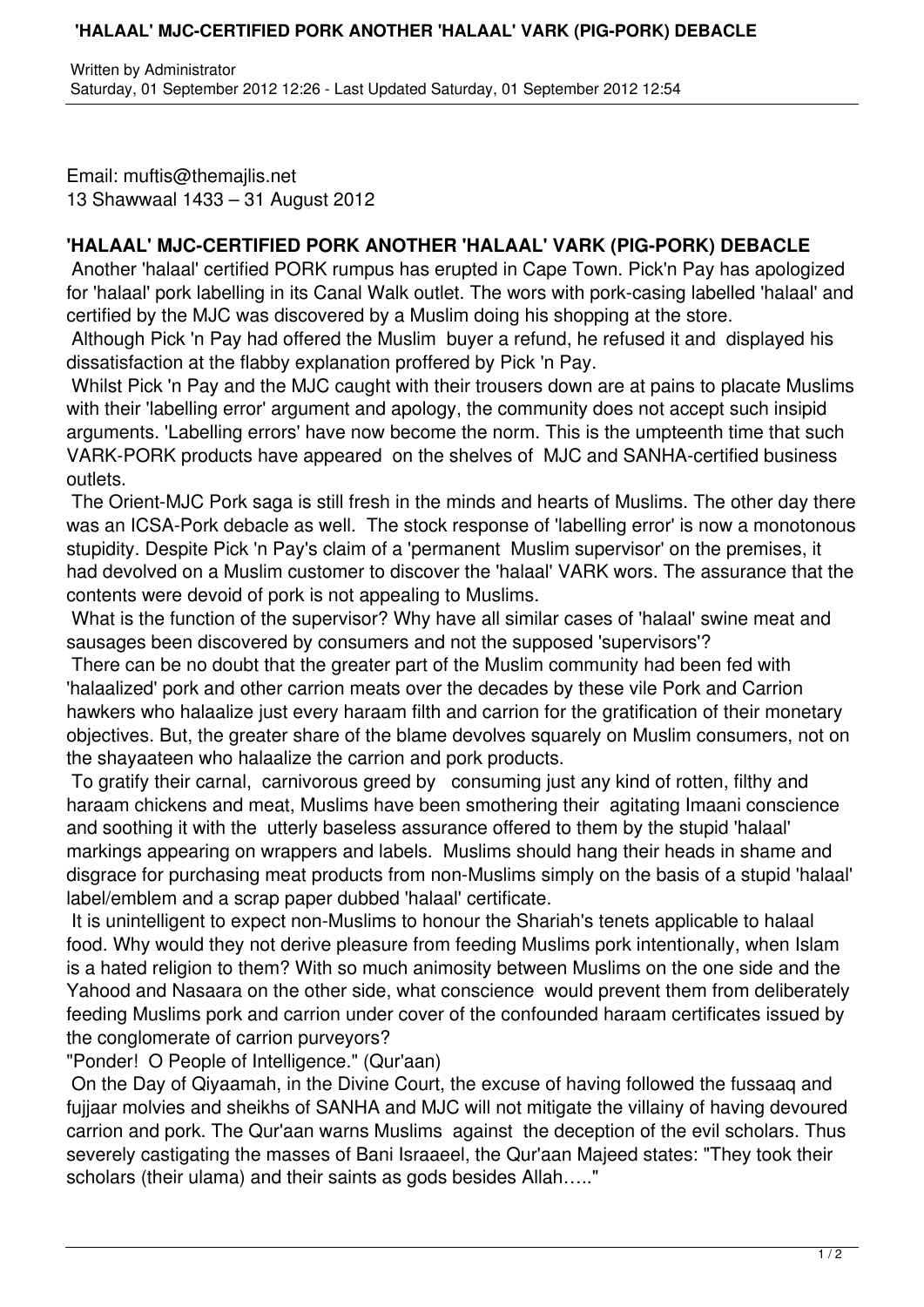Written by Administrator
Saturday, 01 September 2012 12:26 - Last Updated Saturday, 01 September 2012 12:54

Email: muftis@themajlis.net
13 Shawwaal 1433 – 31 August 2012

**'HALAAL' MJC-CERTIFIED PORK ANOTHER 'HALAAL' VARK (PIG-PORK) DEBACLE**

Another 'halaal' certified PORK rumpus has erupted in Cape Town. Pick'n Pay has apologized for 'halaal' pork labelling in its Canal Walk outlet. The wors with pork-casing labelled 'halaal' and certified by the MJC was discovered by a Muslim doing his shopping at the store.

Although Pick 'n Pay had offered the Muslim buyer a refund, he refused it and displayed his dissatisfaction at the flabby explanation proffered by Pick 'n Pay.

Whilst Pick 'n Pay and the MJC caught with their trousers down are at pains to placate Muslims with their 'labelling error' argument and apology, the community does not accept such insipid arguments. 'Labelling errors' have now become the norm. This is the umpteenth time that such VARK-PORK products have appeared on the shelves of MJC and SANHA-certified business outlets.

The Orient-MJC Pork saga is still fresh in the minds and hearts of Muslims. The other day there was an ICSA-Pork debacle as well. The stock response of 'labelling error' is now a monotonous stupidity. Despite Pick 'n Pay's claim of a 'permanent Muslim supervisor' on the premises, it had devolved on a Muslim customer to discover the 'halaal' VARK wors. The assurance that the contents were devoid of pork is not appealing to Muslims.

What is the function of the supervisor? Why have all similar cases of 'halaal' swine meat and sausages been discovered by consumers and not the supposed 'supervisors'?

There can be no doubt that the greater part of the Muslim community had been fed with 'halaalized' pork and other carrion meats over the decades by these vile Pork and Carrion hawkers who halaalize just every haraam filth and carrion for the gratification of their monetary objectives. But, the greater share of the blame devolves squarely on Muslim consumers, not on the shayaateen who halaalize the carrion and pork products.

To gratify their carnal, carnivorous greed by consuming just any kind of rotten, filthy and haraam chickens and meat, Muslims have been smothering their agitating Imaani conscience and soothing it with the utterly baseless assurance offered to them by the stupid 'halaal' markings appearing on wrappers and labels. Muslims should hang their heads in shame and disgrace for purchasing meat products from non-Muslims simply on the basis of a stupid 'halaal' label/emblem and a scrap paper dubbed 'halaal' certificate.

It is unintelligent to expect non-Muslims to honour the Shariah's tenets applicable to halaal food. Why would they not derive pleasure from feeding Muslims pork intentionally, when Islam is a hated religion to them? With so much animosity between Muslims on the one side and the Yahood and Nasaara on the other side, what conscience would prevent them from deliberately feeding Muslims pork and carrion under cover of the confounded haraam certificates issued by the conglomerate of carrion purveyors?

"Ponder! O People of Intelligence." (Qur'aan)

On the Day of Qiyaamah, in the Divine Court, the excuse of having followed the fussaaq and fujjaar molvies and sheikhs of SANHA and MJC will not mitigate the villainy of having devoured carrion and pork. The Qur'aan warns Muslims against the deception of the evil scholars. Thus severely castigating the masses of Bani Israaeel, the Qur'aan Majeed states: "They took their scholars (their ulama) and their saints as gods besides Allah….."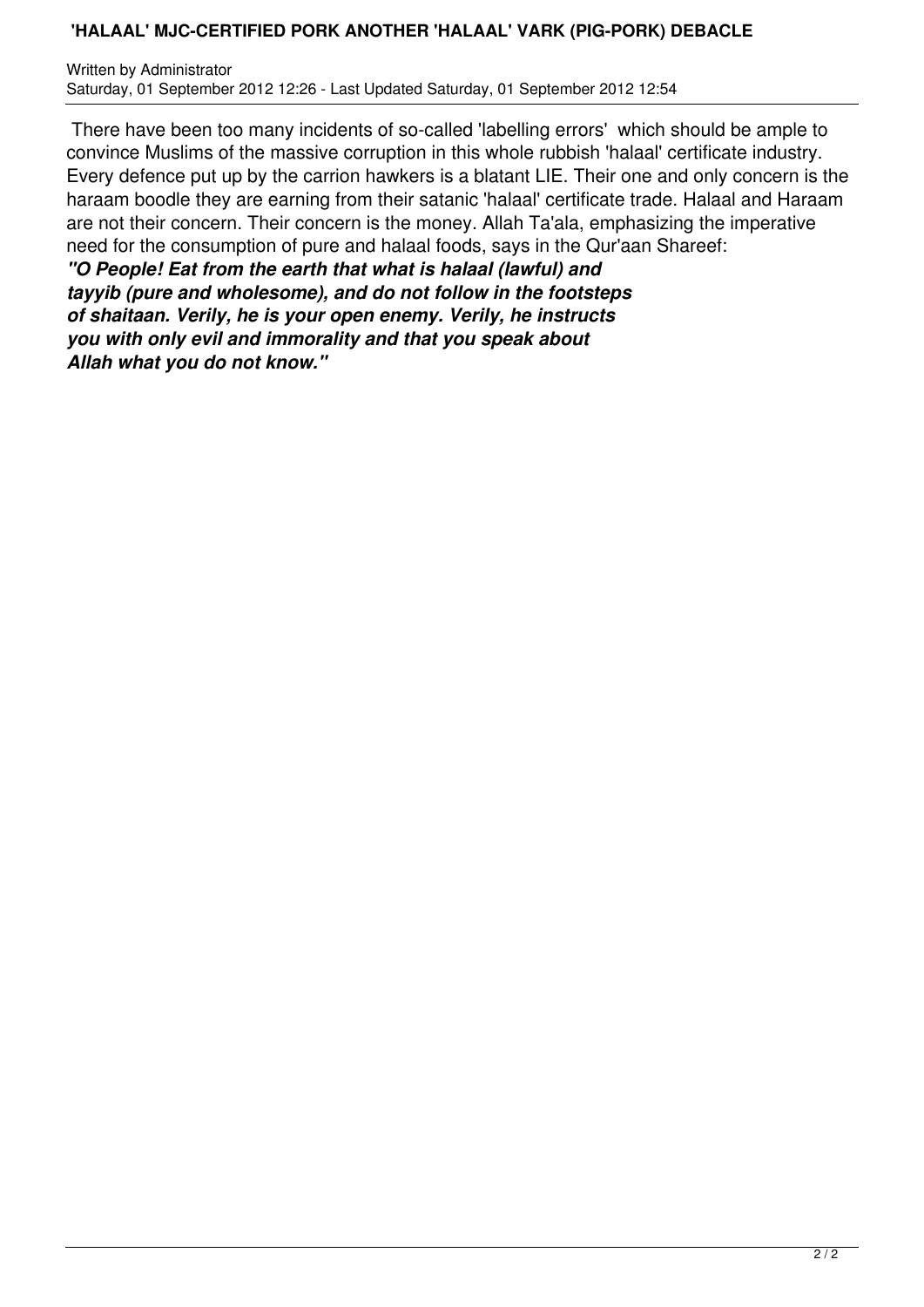There have been too many incidents of so-called 'labelling errors' which should be ample to convince Muslims of the massive corruption in this whole rubbish 'halaal' certificate industry. Every defence put up by the carrion hawkers is a blatant LIE. Their one and only concern is the haraam boodle they are earning from their satanic 'halaal' certificate trade. Halaal and Haraam are not their concern. Their concern is the money. Allah Ta'ala, emphasizing the imperative need for the consumption of pure and halaal foods, says in the Qur'aan Shareef:

***"O People! Eat from the earth that what is halaal (lawful) and tayyib (pure and wholesome), and do not follow in the footsteps of shaitaan. Verily, he is your open enemy. Verily, he instructs you with only evil and immorality and that you speak about Allah what you do not know."***